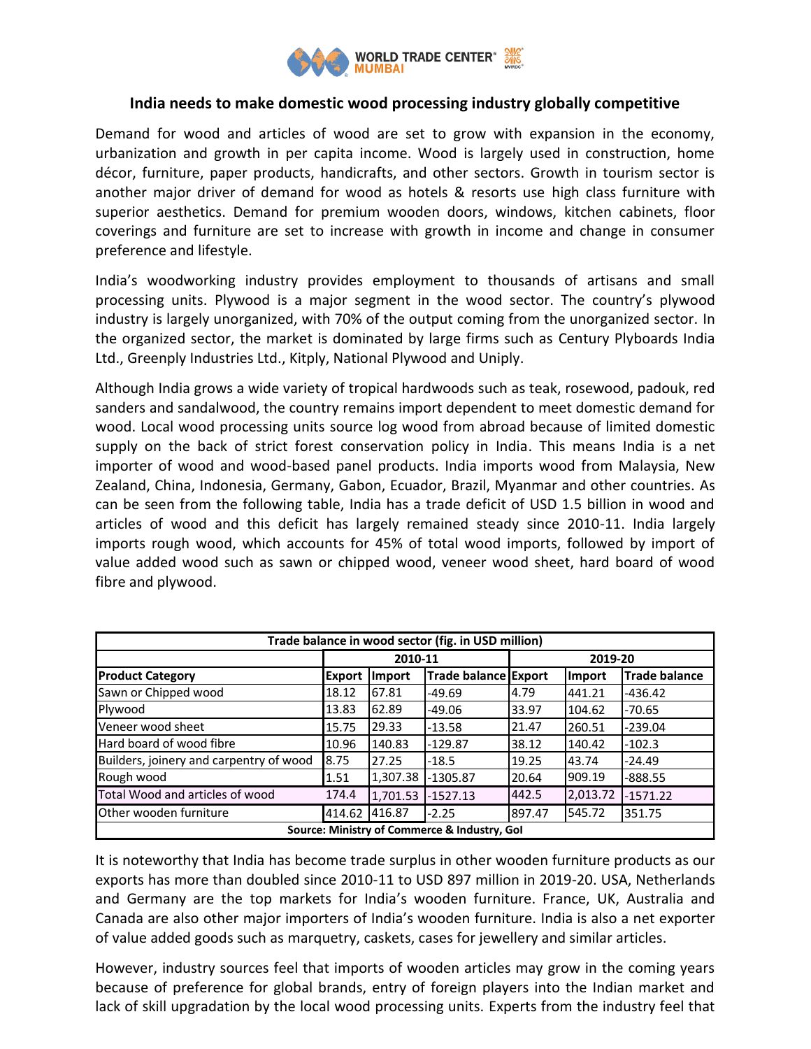## India needs to make domestic wood processing industry globally competitive

Demand for wood and articles of wood are set to grow with expansion in the economy, urbanization and growth in per capita income. Wood is largely used in construction, home décor, furniture, paper products, handicrafts, and other sectors. Growth in tourism sector is another major driver of demand for wood as hotels & resorts use high class furniture with superior aesthetics. Demand for premium wooden doors, windows, kitchen cabinets, floor coverings and furniture are set to increase with growth in income and change in consumer preference and lifestyle.

India's woodworking industry provides employment to thousands of artisans and small processing units. Plywood is a major segment in the wood sector. The country's plywood industry is largely unorganized, with 70% of the output coming from the unorganized sector. In the organized sector, the market is dominated by large firms such as Century Plyboards India Ltd., Greenply Industries Ltd., Kitply, National Plywood and Uniply.

Although India grows a wide variety of tropical hardwoods such as teak, rosewood, padouk, red sanders and sandalwood, the country remains import dependent to meet domestic demand for wood. Local wood processing units source log wood from abroad because of limited domestic supply on the back of strict forest conservation policy in India. This means India is a net importer of wood and wood-based panel products. India imports wood from Malaysia, New Zealand, China, Indonesia, Germany, Gabon, Ecuador, Brazil, Myanmar and other countries. As can be seen from the following table, India has a trade deficit of USD 1.5 billion in wood and articles of wood and this deficit has largely remained steady since 2010-11. India largely imports rough wood, which accounts for 45% of total wood imports, followed by import of value added wood such as sawn or chipped wood, veneer wood sheet, hard board of wood fibre and plywood.

**Trade balance in wood sector (fig. in USD million)**

| | 2010-11 | | | 2019-20 | | |
|---|---|---|---|---|---|---|
| **Product Category** | **Export** | **Import** | **Trade balance** | **Export** | **Import** | **Trade balance** |
| Sawn or Chipped wood | 18.12 | 67.81 | -49.69 | 4.79 | 441.21 | -436.42 |
| Plywood | 13.83 | 62.89 | -49.06 | 33.97 | 104.62 | -70.65 |
| Veneer wood sheet | 15.75 | 29.33 | -13.58 | 21.47 | 260.51 | -239.04 |
| Hard board of wood fibre | 10.96 | 140.83 | -129.87 | 38.12 | 140.42 | -102.3 |
| Builders, joinery and carpentry of wood | 8.75 | 27.25 | -18.5 | 19.25 | 43.74 | -24.49 |
| Rough wood | 1.51 | 1,307.38 | -1305.87 | 20.64 | 909.19 | -888.55 |
| Total Wood and articles of wood | 174.4 | 1,701.53 | -1527.13 | 442.5 | 2,013.72 | -1571.22 |
| Other wooden furniture | 414.62 | 416.87 | -2.25 | 897.47 | 545.72 | 351.75 |

Source: Ministry of Commerce & Industry, GoI

It is noteworthy that India has become trade surplus in other wooden furniture products as our exports has more than doubled since 2010-11 to USD 897 million in 2019-20. USA, Netherlands and Germany are the top markets for India's wooden furniture. France, UK, Australia and Canada are also other major importers of India's wooden furniture. India is also a net exporter of value added goods such as marquetry, caskets, cases for jewellery and similar articles.

However, industry sources feel that imports of wooden articles may grow in the coming years because of preference for global brands, entry of foreign players into the Indian market and lack of skill upgradation by the local wood processing units. Experts from the industry feel that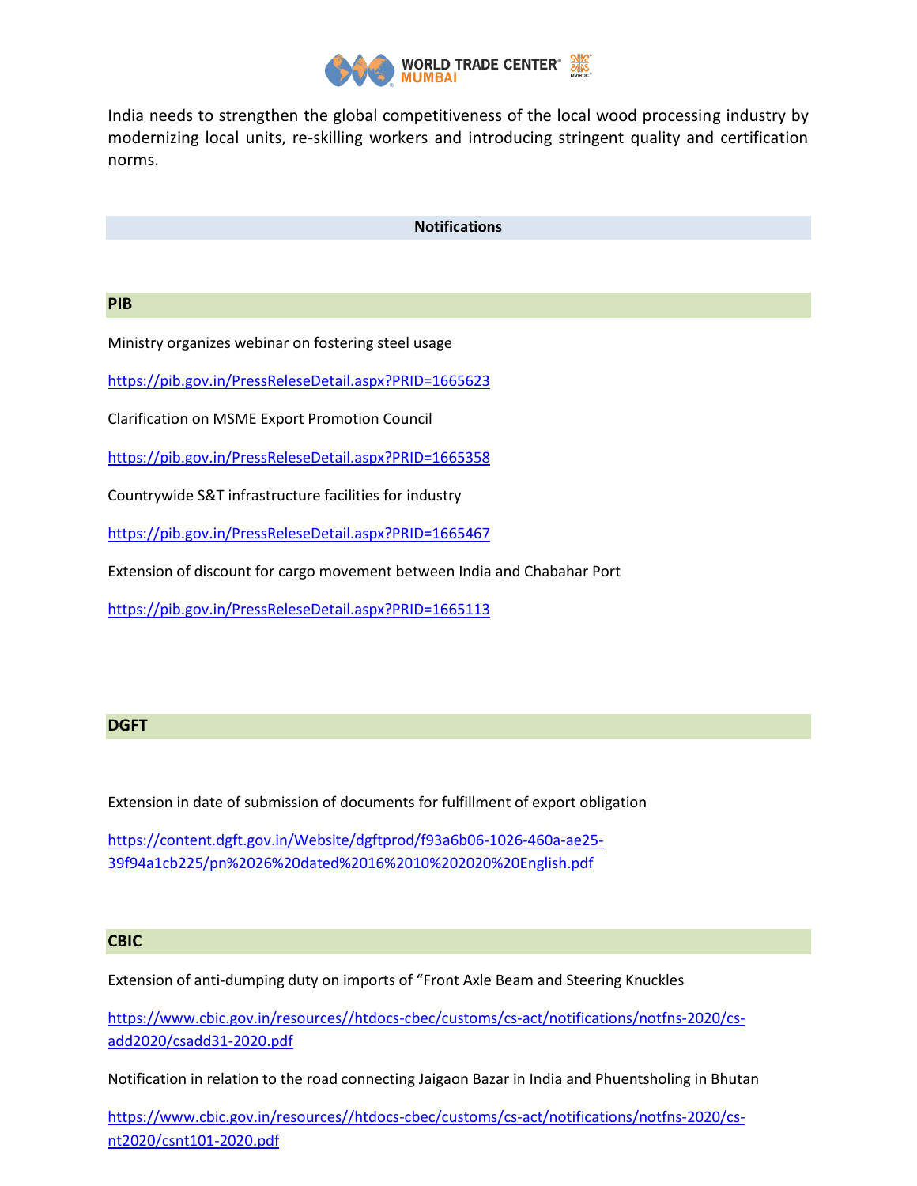India needs to strengthen the global competitiveness of the local wood processing industry by modernizing local units, re-skilling workers and introducing stringent quality and certification norms.

## Notifications

### PIB

Ministry organizes webinar on fostering steel usage

https://pib.gov.in/PressReleseDetail.aspx?PRID=1665623

Clarification on MSME Export Promotion Council

https://pib.gov.in/PressReleseDetail.aspx?PRID=1665358

Countrywide S&T infrastructure facilities for industry

https://pib.gov.in/PressReleseDetail.aspx?PRID=1665467

Extension of discount for cargo movement between India and Chabahar Port

https://pib.gov.in/PressReleseDetail.aspx?PRID=1665113

### DGFT

Extension in date of submission of documents for fulfillment of export obligation

https://content.dgft.gov.in/Website/dgftprod/f93a6b06-1026-460a-ae25-39f94a1cb225/pn%2026%20dated%2016%2010%202020%20English.pdf

### CBIC

Extension of anti-dumping duty on imports of "Front Axle Beam and Steering Knuckles

https://www.cbic.gov.in/resources//htdocs-cbec/customs/cs-act/notifications/notfns-2020/cs-add2020/csadd31-2020.pdf

Notification in relation to the road connecting Jaigaon Bazar in India and Phuentsholing in Bhutan

https://www.cbic.gov.in/resources//htdocs-cbec/customs/cs-act/notifications/notfns-2020/cs-nt2020/csnt101-2020.pdf